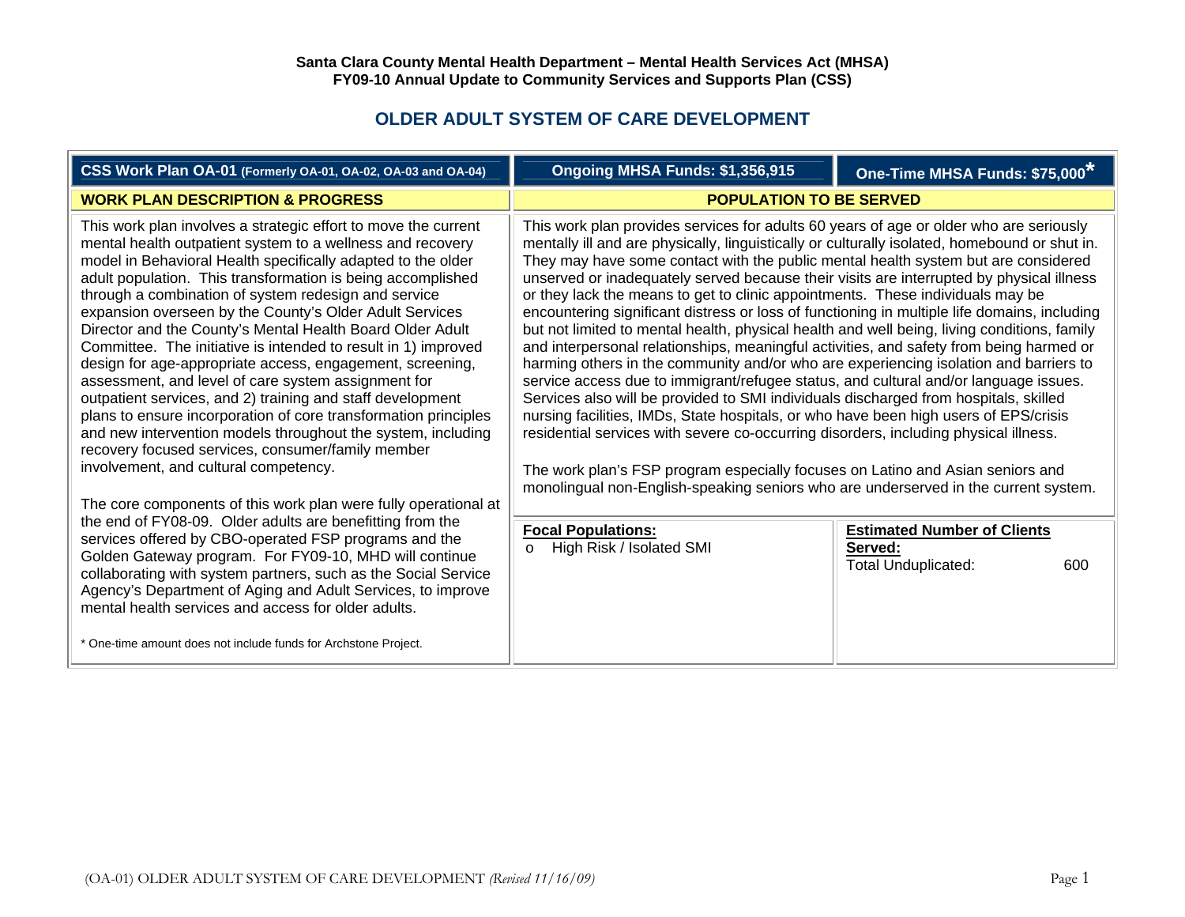**Santa Clara County Mental Health Department – Mental Health Services Act (MHSA)**
**FY09-10 Annual Update to Community Services and Supports Plan (CSS)**

# OLDER ADULT SYSTEM OF CARE DEVELOPMENT

| CSS Work Plan OA-01 (Formerly OA-01, OA-02, OA-03 and OA-04) | Ongoing MHSA Funds: $1,356,915 | One-Time MHSA Funds: $75,000* |
|---|---|---|

### WORK PLAN DESCRIPTION & PROGRESS

This work plan involves a strategic effort to move the current mental health outpatient system to a wellness and recovery model in Behavioral Health specifically adapted to the older adult population. This transformation is being accomplished through a combination of system redesign and service expansion overseen by the County's Older Adult Services Director and the County's Mental Health Board Older Adult Committee. The initiative is intended to result in 1) improved design for age-appropriate access, engagement, screening, assessment, and level of care system assignment for outpatient services, and 2) training and staff development plans to ensure incorporation of core transformation principles and new intervention models throughout the system, including recovery focused services, consumer/family member involvement, and cultural competency.

The core components of this work plan were fully operational at the end of FY08-09. Older adults are benefitting from the services offered by CBO-operated FSP programs and the Golden Gateway program. For FY09-10, MHD will continue collaborating with system partners, such as the Social Service Agency's Department of Aging and Adult Services, to improve mental health services and access for older adults.

\* One-time amount does not include funds for Archstone Project.

### POPULATION TO BE SERVED

This work plan provides services for adults 60 years of age or older who are seriously mentally ill and are physically, linguistically or culturally isolated, homebound or shut in. They may have some contact with the public mental health system but are considered unserved or inadequately served because their visits are interrupted by physical illness or they lack the means to get to clinic appointments. These individuals may be encountering significant distress or loss of functioning in multiple life domains, including but not limited to mental health, physical health and well being, living conditions, family and interpersonal relationships, meaningful activities, and safety from being harmed or harming others in the community and/or who are experiencing isolation and barriers to service access due to immigrant/refugee status, and cultural and/or language issues. Services also will be provided to SMI individuals discharged from hospitals, skilled nursing facilities, IMDs, State hospitals, or who have been high users of EPS/crisis residential services with severe co-occurring disorders, including physical illness.

The work plan's FSP program especially focuses on Latino and Asian seniors and monolingual non-English-speaking seniors who are underserved in the current system.

| Focal Populations: | Estimated Number of Clients Served: |
|---|---|
| o High Risk / Isolated SMI | Total Unduplicated: 600 |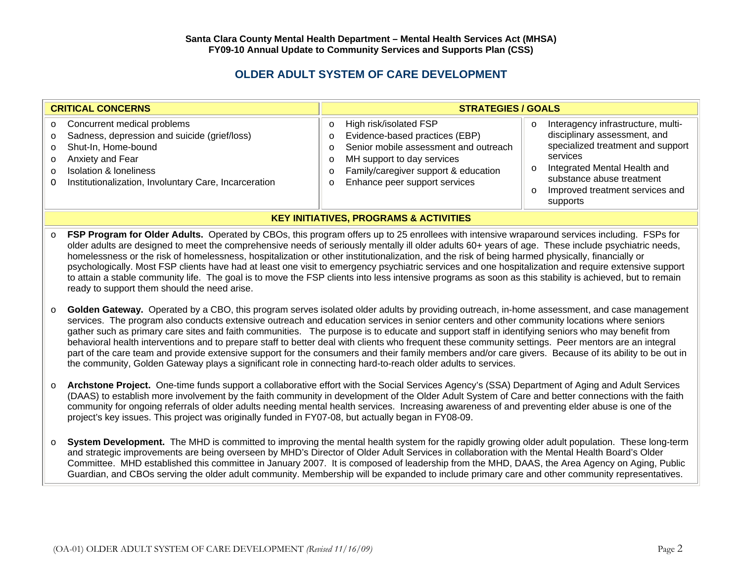**Santa Clara County Mental Health Department – Mental Health Services Act (MHSA)**
**FY09-10 Annual Update to Community Services and Supports Plan (CSS)**

## OLDER ADULT SYSTEM OF CARE DEVELOPMENT

| CRITICAL CONCERNS | STRATEGIES / GOALS | |
|---|---|---|
| o Concurrent medical problems<br>o Sadness, depression and suicide (grief/loss)<br>o Shut-In, Home-bound<br>o Anxiety and Fear<br>o Isolation & loneliness<br>o Institutionalization, Involuntary Care, Incarceration | o High risk/isolated FSP<br>o Evidence-based practices (EBP)<br>o Senior mobile assessment and outreach<br>o MH support to day services<br>o Family/caregiver support & education<br>o Enhance peer support services | o Interagency infrastructure, multi-disciplinary assessment, and specialized treatment and support services<br>o Integrated Mental Health and substance abuse treatment<br>o Improved treatment services and supports |

### KEY INITIATIVES, PROGRAMS & ACTIVITIES

- **FSP Program for Older Adults.** Operated by CBOs, this program offers up to 25 enrollees with intensive wraparound services including. FSPs for older adults are designed to meet the comprehensive needs of seriously mentally ill older adults 60+ years of age. These include psychiatric needs, homelessness or the risk of homelessness, hospitalization or other institutionalization, and the risk of being harmed physically, financially or psychologically. Most FSP clients have had at least one visit to emergency psychiatric services and one hospitalization and require extensive support to attain a stable community life. The goal is to move the FSP clients into less intensive programs as soon as this stability is achieved, but to remain ready to support them should the need arise.

- **Golden Gateway.** Operated by a CBO, this program serves isolated older adults by providing outreach, in-home assessment, and case management services. The program also conducts extensive outreach and education services in senior centers and other community locations where seniors gather such as primary care sites and faith communities. The purpose is to educate and support staff in identifying seniors who may benefit from behavioral health interventions and to prepare staff to better deal with clients who frequent these community settings. Peer mentors are an integral part of the care team and provide extensive support for the consumers and their family members and/or care givers. Because of its ability to be out in the community, Golden Gateway plays a significant role in connecting hard-to-reach older adults to services.

- **Archstone Project.** One-time funds support a collaborative effort with the Social Services Agency's (SSA) Department of Aging and Adult Services (DAAS) to establish more involvement by the faith community in development of the Older Adult System of Care and better connections with the faith community for ongoing referrals of older adults needing mental health services. Increasing awareness of and preventing elder abuse is one of the project's key issues. This project was originally funded in FY07-08, but actually began in FY08-09.

- **System Development.** The MHD is committed to improving the mental health system for the rapidly growing older adult population. These long-term and strategic improvements are being overseen by MHD's Director of Older Adult Services in collaboration with the Mental Health Board's Older Committee. MHD established this committee in January 2007. It is composed of leadership from the MHD, DAAS, the Area Agency on Aging, Public Guardian, and CBOs serving the older adult community. Membership will be expanded to include primary care and other community representatives.